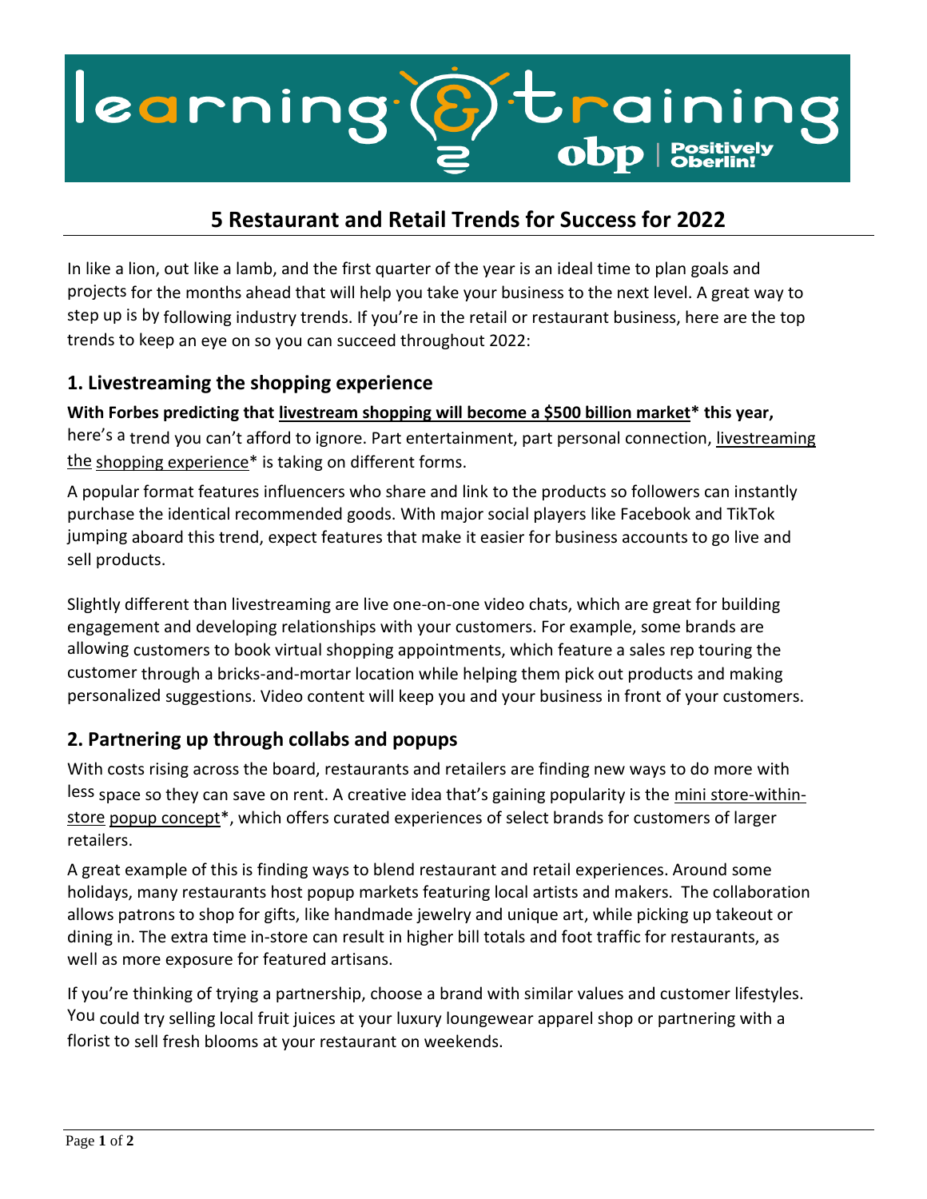# 5 Restaurant and Retail Trends for Success for 2022

In like a lion, out like a lamb, and the first quarter of the year is an ideal time to plan goals and projects for the months ahead that will help you take your business to the next level. A great way to step up is by following industry trends. If you're in the retail or restaurant business, here are the top trends to keep an eye on so you can succeed throughout 2022:

## 1. Livestreaming the shopping experience

**With Forbes predicting that livestream shopping will become a $500 billion market* this year,** here's a trend you can't afford to ignore. Part entertainment, part personal connection, livestreaming the shopping experience* is taking on different forms.

A popular format features influencers who share and link to the products so followers can instantly purchase the identical recommended goods. With major social players like Facebook and TikTok jumping aboard this trend, expect features that make it easier for business accounts to go live and sell products.

Slightly different than livestreaming are live one-on-one video chats, which are great for building engagement and developing relationships with your customers. For example, some brands are allowing customers to book virtual shopping appointments, which feature a sales rep touring the customer through a bricks-and-mortar location while helping them pick out products and making personalized suggestions. Video content will keep you and your business in front of your customers.

## 2. Partnering up through collabs and popups

With costs rising across the board, restaurants and retailers are finding new ways to do more with less space so they can save on rent. A creative idea that's gaining popularity is the mini store-within-store popup concept*, which offers curated experiences of select brands for customers of larger retailers.

A great example of this is finding ways to blend restaurant and retail experiences. Around some holidays, many restaurants host popup markets featuring local artists and makers. The collaboration allows patrons to shop for gifts, like handmade jewelry and unique art, while picking up takeout or dining in. The extra time in-store can result in higher bill totals and foot traffic for restaurants, as well as more exposure for featured artisans.

If you're thinking of trying a partnership, choose a brand with similar values and customer lifestyles. You could try selling local fruit juices at your luxury loungewear apparel shop or partnering with a florist to sell fresh blooms at your restaurant on weekends.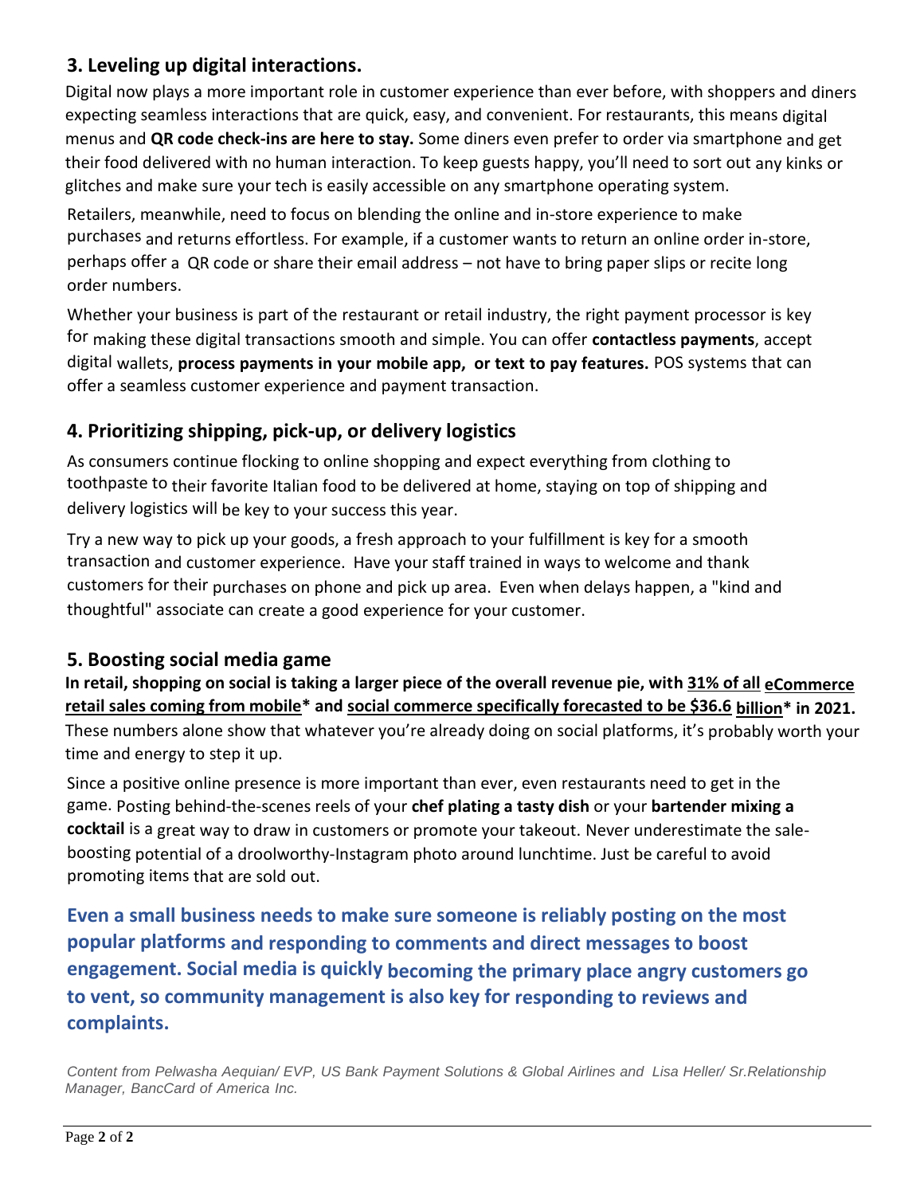### 3. Leveling up digital interactions.

Digital now plays a more important role in customer experience than ever before, with shoppers and diners expecting seamless interactions that are quick, easy, and convenient. For restaurants, this means digital menus and **QR code check-ins are here to stay.** Some diners even prefer to order via smartphone and get their food delivered with no human interaction. To keep guests happy, you'll need to sort out any kinks or glitches and make sure your tech is easily accessible on any smartphone operating system.

Retailers, meanwhile, need to focus on blending the online and in-store experience to make purchases and returns effortless. For example, if a customer wants to return an online order in-store, perhaps offer a QR code or share their email address – not have to bring paper slips or recite long order numbers.

Whether your business is part of the restaurant or retail industry, the right payment processor is key for making these digital transactions smooth and simple. You can offer **contactless payments**, accept digital wallets, **process payments in your mobile app, or text to pay features.** POS systems that can offer a seamless customer experience and payment transaction.

### 4. Prioritizing shipping, pick-up, or delivery logistics

As consumers continue flocking to online shopping and expect everything from clothing to toothpaste to their favorite Italian food to be delivered at home, staying on top of shipping and delivery logistics will be key to your success this year.

Try a new way to pick up your goods, a fresh approach to your fulfillment is key for a smooth transaction and customer experience. Have your staff trained in ways to welcome and thank customers for their purchases on phone and pick up area. Even when delays happen, a "kind and thoughtful" associate can create a good experience for your customer.

### 5. Boosting social media game

**In retail, shopping on social is taking a larger piece of the overall revenue pie, with 31% of all eCommerce retail sales coming from mobile* and social commerce specifically forecasted to be $36.6 billion* in 2021.** These numbers alone show that whatever you're already doing on social platforms, it's probably worth your time and energy to step it up.

Since a positive online presence is more important than ever, even restaurants need to get in the game. Posting behind-the-scenes reels of your **chef plating a tasty dish** or your **bartender mixing a cocktail** is a great way to draw in customers or promote your takeout. Never underestimate the sale-boosting potential of a droolworthy-Instagram photo around lunchtime. Just be careful to avoid promoting items that are sold out.

**Even a small business needs to make sure someone is reliably posting on the most popular platforms and responding to comments and direct messages to boost engagement. Social media is quickly becoming the primary place angry customers go to vent, so community management is also key for responding to reviews and complaints.**

*Content from Pelwasha Aequian/ EVP, US Bank Payment Solutions & Global Airlines and Lisa Heller/ Sr.Relationship Manager, BancCard of America Inc.*